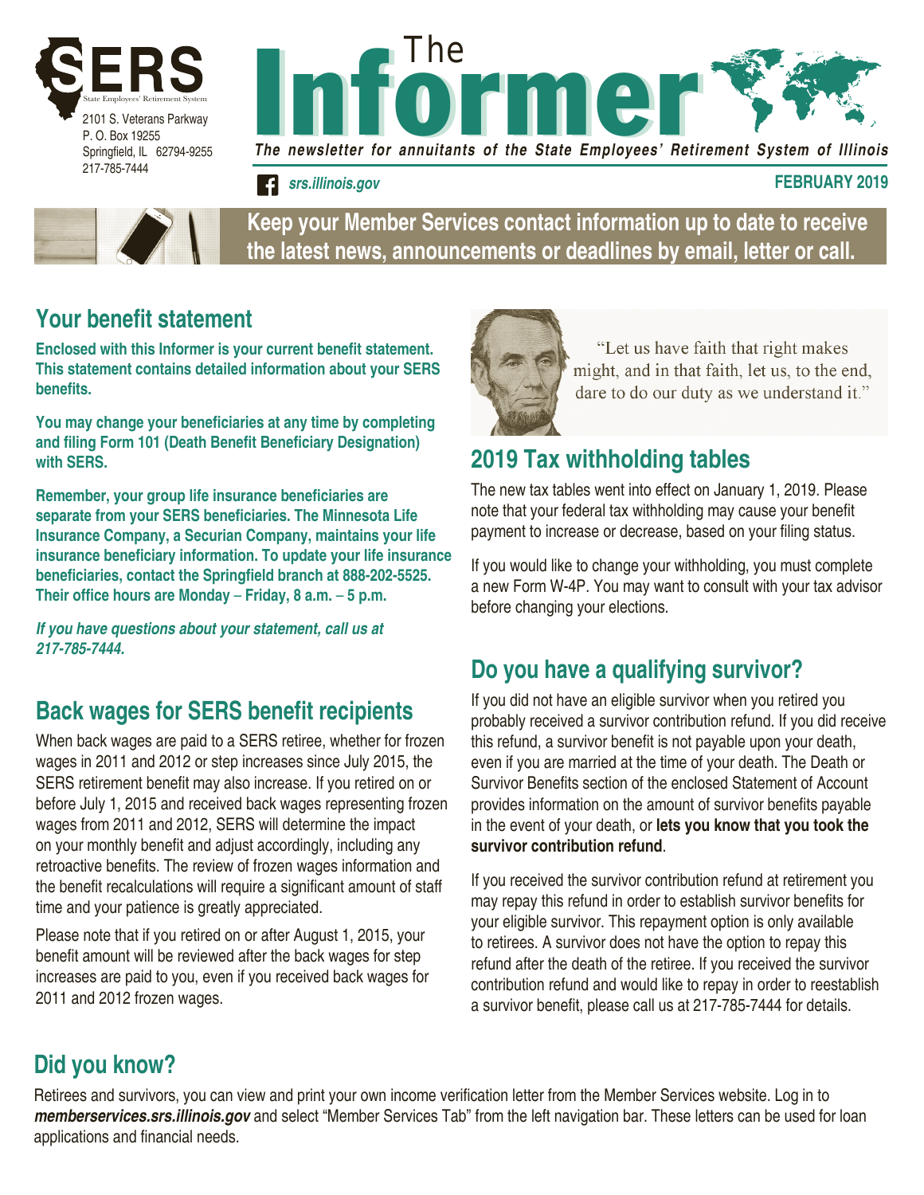SERS

State Employees' Retirement System

2101 S. Veterans Parkway
P. O. Box 19255
Springfield, IL 62794-9255
217-785-7444

# The Informer

*The newsletter for annuitants of the State Employees' Retirement System of Illinois*

*srs.illinois.gov*

**FEBRUARY 2019**

**Keep your Member Services contact information up to date to receive the latest news, announcements or deadlines by email, letter or call.**

## Your benefit statement

**Enclosed with this Informer is your current benefit statement. This statement contains detailed information about your SERS benefits.**

**You may change your beneficiaries at any time by completing and filing Form 101 (Death Benefit Beneficiary Designation) with SERS.**

**Remember, your group life insurance beneficiaries are separate from your SERS beneficiaries. The Minnesota Life Insurance Company, a Securian Company, maintains your life insurance beneficiary information. To update your life insurance beneficiaries, contact the Springfield branch at 888-202-5525. Their office hours are Monday – Friday, 8 a.m. – 5 p.m.**

***If you have questions about your statement, call us at 217-785-7444.***

## Back wages for SERS benefit recipients

When back wages are paid to a SERS retiree, whether for frozen wages in 2011 and 2012 or step increases since July 2015, the SERS retirement benefit may also increase. If you retired on or before July 1, 2015 and received back wages representing frozen wages from 2011 and 2012, SERS will determine the impact on your monthly benefit and adjust accordingly, including any retroactive benefits. The review of frozen wages information and the benefit recalculations will require a significant amount of staff time and your patience is greatly appreciated.

Please note that if you retired on or after August 1, 2015, your benefit amount will be reviewed after the back wages for step increases are paid to you, even if you received back wages for 2011 and 2012 frozen wages.

"Let us have faith that right makes might, and in that faith, let us, to the end, dare to do our duty as we understand it."

## 2019 Tax withholding tables

The new tax tables went into effect on January 1, 2019. Please note that your federal tax withholding may cause your benefit payment to increase or decrease, based on your filing status.

If you would like to change your withholding, you must complete a new Form W-4P. You may want to consult with your tax advisor before changing your elections.

## Do you have a qualifying survivor?

If you did not have an eligible survivor when you retired you probably received a survivor contribution refund. If you did receive this refund, a survivor benefit is not payable upon your death, even if you are married at the time of your death. The Death or Survivor Benefits section of the enclosed Statement of Account provides information on the amount of survivor benefits payable in the event of your death, or **lets you know that you took the survivor contribution refund**.

If you received the survivor contribution refund at retirement you may repay this refund in order to establish survivor benefits for your eligible survivor. This repayment option is only available to retirees. A survivor does not have the option to repay this refund after the death of the retiree. If you received the survivor contribution refund and would like to repay in order to reestablish a survivor benefit, please call us at 217-785-7444 for details.

## Did you know?

Retirees and survivors, you can view and print your own income verification letter from the Member Services website. Log in to ***memberservices.srs.illinois.gov*** and select "Member Services Tab" from the left navigation bar. These letters can be used for loan applications and financial needs.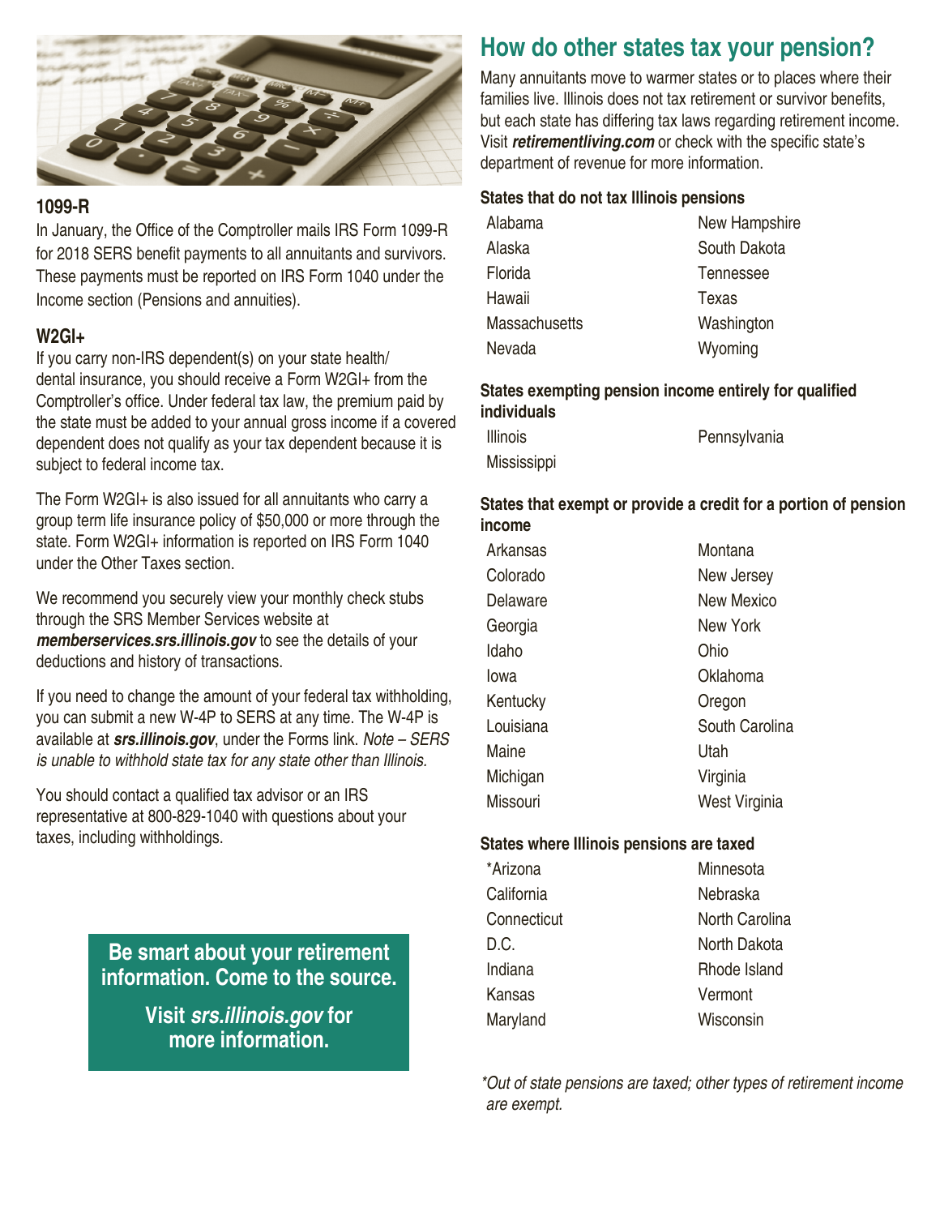### 1099-R

In January, the Office of the Comptroller mails IRS Form 1099-R for 2018 SERS benefit payments to all annuitants and survivors. These payments must be reported on IRS Form 1040 under the Income section (Pensions and annuities).

### W2GI+

If you carry non-IRS dependent(s) on your state health/dental insurance, you should receive a Form W2GI+ from the Comptroller's office. Under federal tax law, the premium paid by the state must be added to your annual gross income if a covered dependent does not qualify as your tax dependent because it is subject to federal income tax.

The Form W2GI+ is also issued for all annuitants who carry a group term life insurance policy of $50,000 or more through the state. Form W2GI+ information is reported on IRS Form 1040 under the Other Taxes section.

We recommend you securely view your monthly check stubs through the SRS Member Services website at ***memberservices.srs.illinois.gov*** to see the details of your deductions and history of transactions.

If you need to change the amount of your federal tax withholding, you can submit a new W-4P to SERS at any time. The W-4P is available at ***srs.illinois.gov***, under the Forms link. *Note – SERS is unable to withhold state tax for any state other than Illinois.*

You should contact a qualified tax advisor or an IRS representative at 800-829-1040 with questions about your taxes, including withholdings.

**Be smart about your retirement information. Come to the source.**

**Visit *srs.illinois.gov* for more information.**

## How do other states tax your pension?

Many annuitants move to warmer states or to places where their families live. Illinois does not tax retirement or survivor benefits, but each state has differing tax laws regarding retirement income. Visit ***retirementliving.com*** or check with the specific state's department of revenue for more information.

**States that do not tax Illinois pensions**

- Alabama
- Alaska
- Florida
- Hawaii
- Massachusetts
- Nevada
- New Hampshire
- South Dakota
- Tennessee
- Texas
- Washington
- Wyoming

**States exempting pension income entirely for qualified individuals**

- Illinois
- Mississippi
- Pennsylvania

**States that exempt or provide a credit for a portion of pension income**

- Arkansas
- Colorado
- Delaware
- Georgia
- Idaho
- Iowa
- Kentucky
- Louisiana
- Maine
- Michigan
- Missouri
- Montana
- New Jersey
- New Mexico
- New York
- Ohio
- Oklahoma
- Oregon
- South Carolina
- Utah
- Virginia
- West Virginia

**States where Illinois pensions are taxed**

- *Arizona
- California
- Connecticut
- D.C.
- Indiana
- Kansas
- Maryland
- Minnesota
- Nebraska
- North Carolina
- North Dakota
- Rhode Island
- Vermont
- Wisconsin

*\*Out of state pensions are taxed; other types of retirement income are exempt.*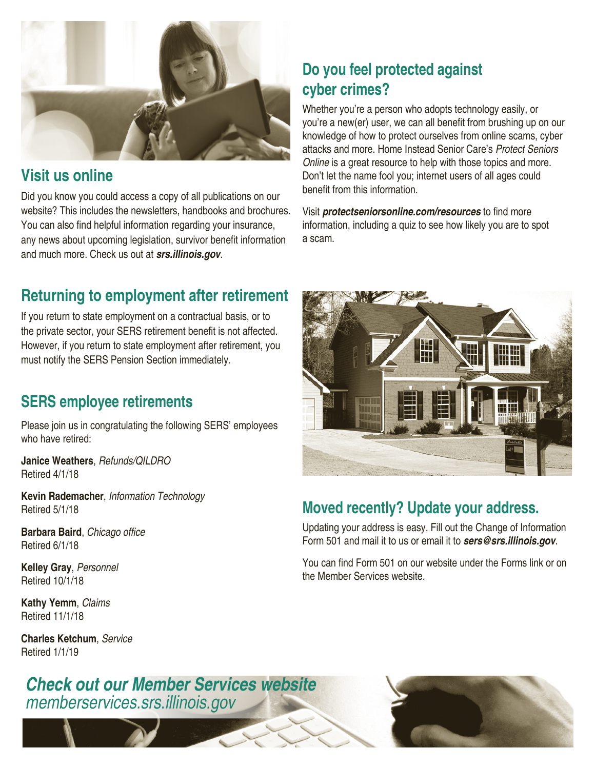## Visit us online

Did you know you could access a copy of all publications on our website? This includes the newsletters, handbooks and brochures. You can also find helpful information regarding your insurance, any news about upcoming legislation, survivor benefit information and much more. Check us out at ***srs.illinois.gov***.

## Do you feel protected against cyber crimes?

Whether you're a person who adopts technology easily, or you're a new(er) user, we can all benefit from brushing up on our knowledge of how to protect ourselves from online scams, cyber attacks and more. Home Instead Senior Care's *Protect Seniors Online* is a great resource to help with those topics and more. Don't let the name fool you; internet users of all ages could benefit from this information.

Visit ***protectseniorsonline.com/resources*** to find more information, including a quiz to see how likely you are to spot a scam.

## Returning to employment after retirement

If you return to state employment on a contractual basis, or to the private sector, your SERS retirement benefit is not affected. However, if you return to state employment after retirement, you must notify the SERS Pension Section immediately.

## SERS employee retirements

Please join us in congratulating the following SERS' employees who have retired:

**Janice Weathers**, *Refunds/QILDRO*
Retired 4/1/18

**Kevin Rademacher**, *Information Technology*
Retired 5/1/18

**Barbara Baird**, *Chicago office*
Retired 6/1/18

**Kelley Gray**, *Personnel*
Retired 10/1/18

**Kathy Yemm**, *Claims*
Retired 11/1/18

**Charles Ketchum**, *Service*
Retired 1/1/19

## Moved recently? Update your address.

Updating your address is easy. Fill out the Change of Information Form 501 and mail it to us or email it to ***sers@srs.illinois.gov***.

You can find Form 501 on our website under the Forms link or on the Member Services website.

***Check out our Member Services website***
*memberservices.srs.illinois.gov*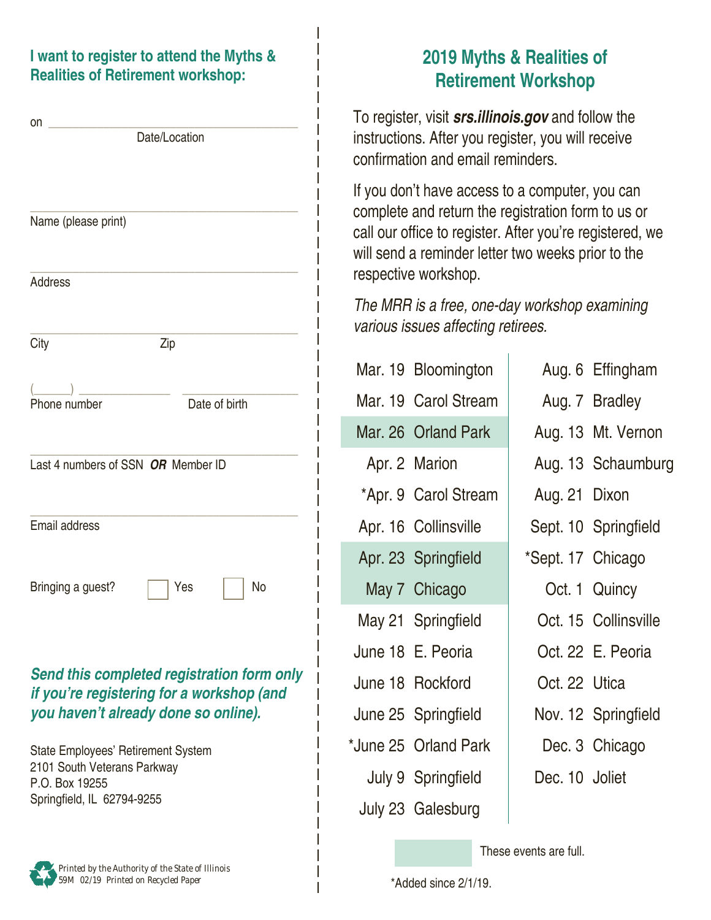## I want to register to attend the Myths & Realities of Retirement workshop:

on ______________________________
Date/Location

______________________________
Name (please print)

______________________________
Address

______________________________
City Zip

(______) ______________ ______________
Phone number Date of birth

______________________________
Last 4 numbers of SSN **OR** Member ID

______________________________
Email address

Bringing a guest? ☐ Yes ☐ No

***Send this completed registration form only if you're registering for a workshop (and you haven't already done so online).***

State Employees' Retirement System
2101 South Veterans Parkway
P.O. Box 19255
Springfield, IL 62794-9255

Printed by the Authority of the State of Illinois
59M 02/19 Printed on Recycled Paper

## 2019 Myths & Realities of Retirement Workshop

To register, visit ***srs.illinois.gov*** and follow the instructions. After you register, you will receive confirmation and email reminders.

If you don't have access to a computer, you can complete and return the registration form to us or call our office to register. After you're registered, we will send a reminder letter two weeks prior to the respective workshop.

*The MRR is a free, one-day workshop examining various issues affecting retirees.*

| | | | |
|---|---|---|---|
| Mar. 19 | Bloomington | Aug. 6 | Effingham |
| Mar. 19 | Carol Stream | Aug. 7 | Bradley |
| Mar. 26 | Orland Park (full) | Aug. 13 | Mt. Vernon |
| Apr. 2 | Marion | Aug. 13 | Schaumburg |
| *Apr. 9 | Carol Stream | Aug. 21 | Dixon |
| Apr. 16 | Collinsville | Sept. 10 | Springfield |
| Apr. 23 | Springfield (full) | *Sept. 17 | Chicago |
| May 7 | Chicago (full) | Oct. 1 | Quincy |
| May 21 | Springfield | Oct. 15 | Collinsville |
| June 18 | E. Peoria | Oct. 22 | E. Peoria |
| June 18 | Rockford | Oct. 22 | Utica |
| June 25 | Springfield | Nov. 12 | Springfield |
| *June 25 | Orland Park | Dec. 3 | Chicago |
| July 9 | Springfield | Dec. 10 | Joliet |
| July 23 | Galesburg | | |

(Shaded) These events are full.

*Added since 2/1/19.